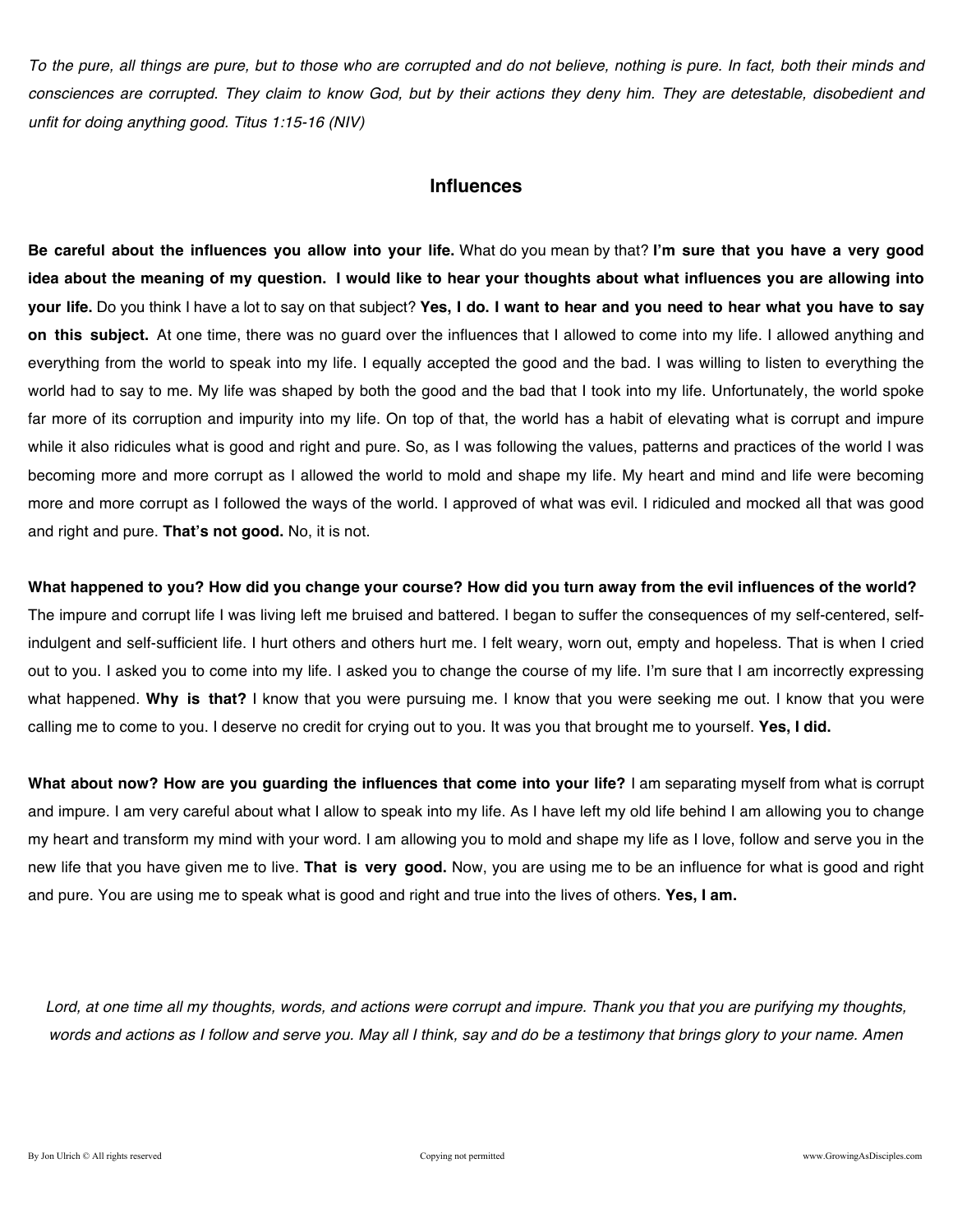*To the pure, all things are pure, but to those who are corrupted and do not believe, nothing is pure. In fact, both their minds and consciences are corrupted. They claim to know God, but by their actions they deny him. They are detestable, disobedient and unfit for doing anything good. Titus 1:15-16 (NIV)*

## Influences

**Be careful about the influences you allow into your life.** What do you mean by that? **I'm sure that you have a very good idea about the meaning of my question. I would like to hear your thoughts about what influences you are allowing into your life.** Do you think I have a lot to say on that subject? **Yes, I do. I want to hear and you need to hear what you have to say on this subject.** At one time, there was no guard over the influences that I allowed to come into my life. I allowed anything and everything from the world to speak into my life. I equally accepted the good and the bad. I was willing to listen to everything the world had to say to me. My life was shaped by both the good and the bad that I took into my life. Unfortunately, the world spoke far more of its corruption and impurity into my life. On top of that, the world has a habit of elevating what is corrupt and impure while it also ridicules what is good and right and pure. So, as I was following the values, patterns and practices of the world I was becoming more and more corrupt as I allowed the world to mold and shape my life. My heart and mind and life were becoming more and more corrupt as I followed the ways of the world. I approved of what was evil. I ridiculed and mocked all that was good and right and pure. **That's not good.** No, it is not.

**What happened to you? How did you change your course? How did you turn away from the evil influences of the world?** The impure and corrupt life I was living left me bruised and battered. I began to suffer the consequences of my self-centered, self-indulgent and self-sufficient life. I hurt others and others hurt me. I felt weary, worn out, empty and hopeless. That is when I cried out to you. I asked you to come into my life. I asked you to change the course of my life. I'm sure that I am incorrectly expressing what happened. **Why is that?** I know that you were pursuing me. I know that you were seeking me out. I know that you were calling me to come to you. I deserve no credit for crying out to you. It was you that brought me to yourself. **Yes, I did.**

**What about now? How are you guarding the influences that come into your life?** I am separating myself from what is corrupt and impure. I am very careful about what I allow to speak into my life. As I have left my old life behind I am allowing you to change my heart and transform my mind with your word. I am allowing you to mold and shape my life as I love, follow and serve you in the new life that you have given me to live. **That is very good.** Now, you are using me to be an influence for what is good and right and pure. You are using me to speak what is good and right and true into the lives of others. **Yes, I am.**

*Lord, at one time all my thoughts, words, and actions were corrupt and impure. Thank you that you are purifying my thoughts, words and actions as I follow and serve you. May all I think, say and do be a testimony that brings glory to your name. Amen*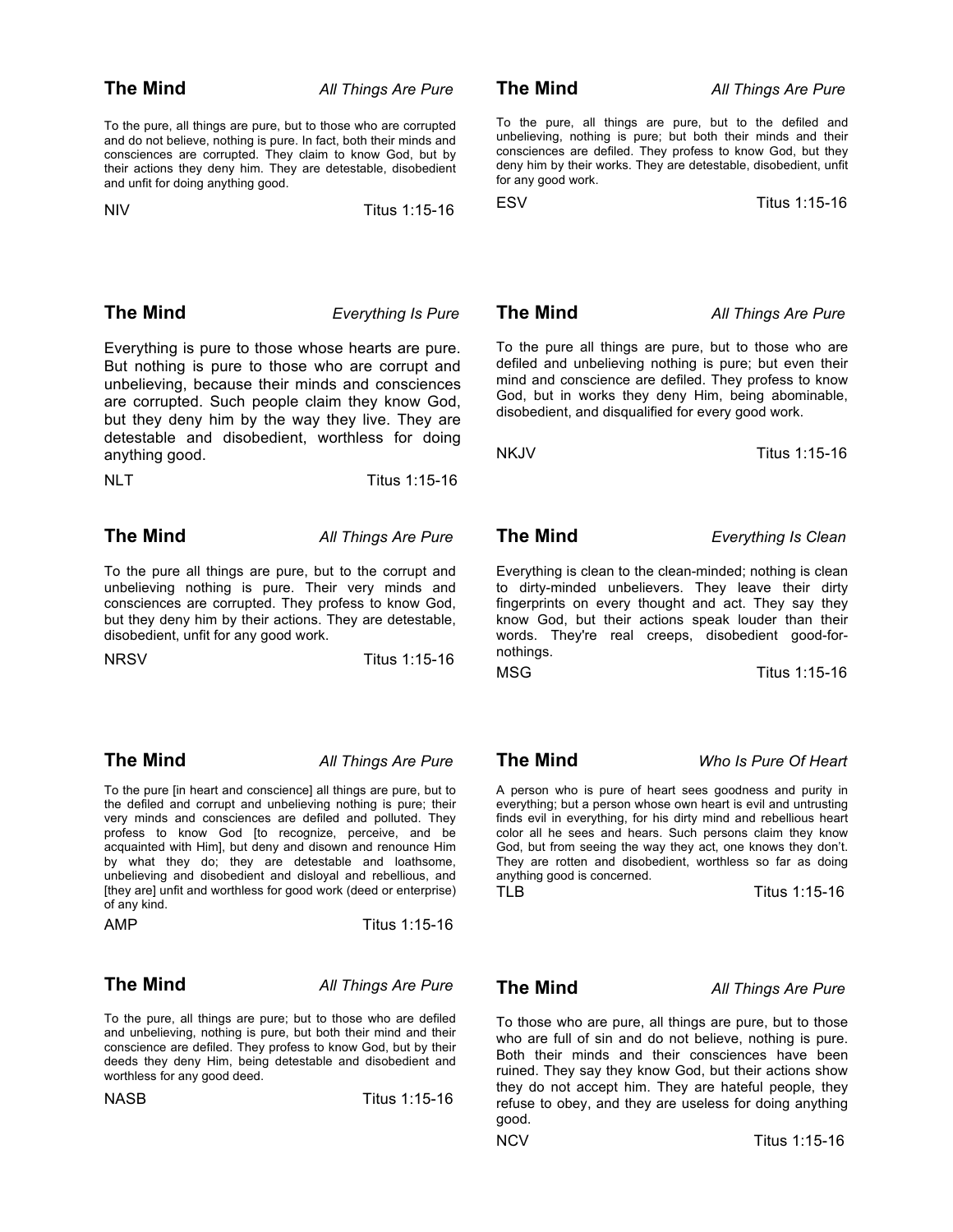**The Mind** *All Things Are Pure*

To the pure, all things are pure, but to those who are corrupted and do not believe, nothing is pure. In fact, both their minds and consciences are corrupted. They claim to know God, but by their actions they deny him. They are detestable, disobedient and unfit for doing anything good.

NIV Titus 1:15-16

**The Mind** *All Things Are Pure*

To the pure, all things are pure, but to the defiled and unbelieving, nothing is pure; but both their minds and their consciences are defiled. They profess to know God, but they deny him by their works. They are detestable, disobedient, unfit for any good work.

ESV Titus 1:15-16

**The Mind** *Everything Is Pure*

Everything is pure to those whose hearts are pure. But nothing is pure to those who are corrupt and unbelieving, because their minds and consciences are corrupted. Such people claim they know God, but they deny him by the way they live. They are detestable and disobedient, worthless for doing anything good.

NLT Titus 1:15-16

**The Mind** *All Things Are Pure*

To the pure all things are pure, but to those who are defiled and unbelieving nothing is pure; but even their mind and conscience are defiled. They profess to know God, but in works they deny Him, being abominable, disobedient, and disqualified for every good work.

NKJV Titus 1:15-16

**The Mind** *All Things Are Pure*

To the pure all things are pure, but to the corrupt and unbelieving nothing is pure. Their very minds and consciences are corrupted. They profess to know God, but they deny him by their actions. They are detestable, disobedient, unfit for any good work.

NRSV Titus 1:15-16

**The Mind** *Everything Is Clean*

Everything is clean to the clean-minded; nothing is clean to dirty-minded unbelievers. They leave their dirty fingerprints on every thought and act. They say they know God, but their actions speak louder than their words. They're real creeps, disobedient good-for-nothings.

MSG Titus 1:15-16

**The Mind** *All Things Are Pure*

To the pure [in heart and conscience] all things are pure, but to the defiled and corrupt and unbelieving nothing is pure; their very minds and consciences are defiled and polluted. They profess to know God [to recognize, perceive, and be acquainted with Him], but deny and disown and renounce Him by what they do; they are detestable and loathsome, unbelieving and disobedient and disloyal and rebellious, and [they are] unfit and worthless for good work (deed or enterprise) of any kind.

AMP Titus 1:15-16

**The Mind** *Who Is Pure Of Heart*

A person who is pure of heart sees goodness and purity in everything; but a person whose own heart is evil and untrusting finds evil in everything, for his dirty mind and rebellious heart color all he sees and hears. Such persons claim they know God, but from seeing the way they act, one knows they don't. They are rotten and disobedient, worthless so far as doing anything good is concerned.

TLB Titus 1:15-16

**The Mind** *All Things Are Pure*

To the pure, all things are pure; but to those who are defiled and unbelieving, nothing is pure, but both their mind and their conscience are defiled. They profess to know God, but by their deeds they deny Him, being detestable and disobedient and worthless for any good deed.

NASB Titus 1:15-16

**The Mind** *All Things Are Pure*

To those who are pure, all things are pure, but to those who are full of sin and do not believe, nothing is pure. Both their minds and their consciences have been ruined. They say they know God, but their actions show they do not accept him. They are hateful people, they refuse to obey, and they are useless for doing anything good.

NCV Titus 1:15-16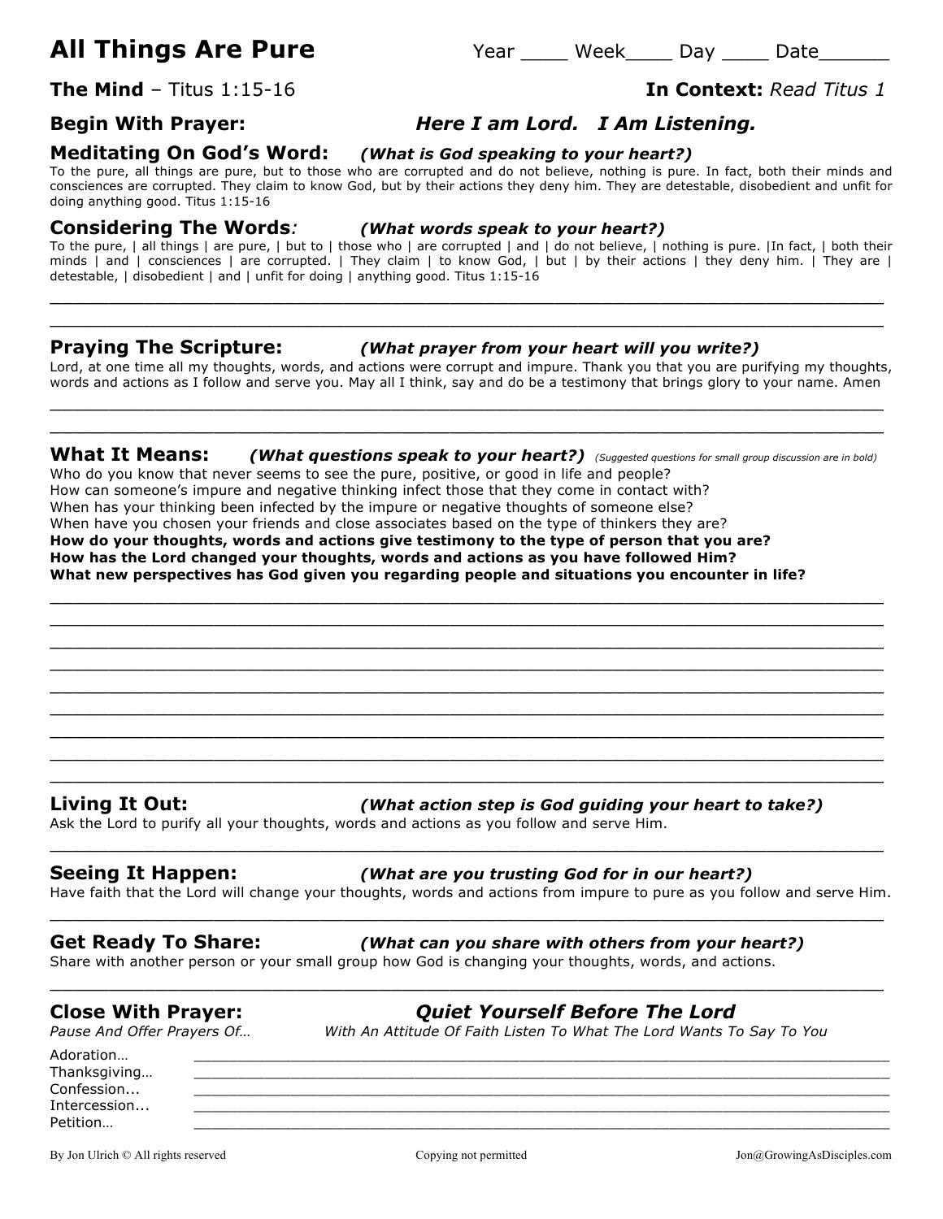# All Things Are Pure

Year ____ Week____ Day ____ Date______

**The Mind** – Titus 1:15-16

**In Context:** *Read Titus 1*

## Begin With Prayer: *Here I am Lord. I Am Listening.*

## Meditating On God's Word: *(What is God speaking to your heart?)*

To the pure, all things are pure, but to those who are corrupted and do not believe, nothing is pure. In fact, both their minds and consciences are corrupted. They claim to know God, but by their actions they deny him. They are detestable, disobedient and unfit for doing anything good. Titus 1:15-16

## Considering The Words*:* *(What words speak to your heart?)*

To the pure, | all things | are pure, | but to | those who | are corrupted | and | do not believe, | nothing is pure. |In fact, | both their minds | and | consciences | are corrupted. | They claim | to know God, | but | by their actions | they deny him. | They are | detestable, | disobedient | and | unfit for doing | anything good. Titus 1:15-16

______________________________________________________________________________

______________________________________________________________________________

## Praying The Scripture: *(What prayer from your heart will you write?)*

Lord, at one time all my thoughts, words, and actions were corrupt and impure. Thank you that you are purifying my thoughts, words and actions as I follow and serve you. May all I think, say and do be a testimony that brings glory to your name. Amen

______________________________________________________________________________

______________________________________________________________________________

## What It Means: *(What questions speak to your heart?)* *(Suggested questions for small group discussion are in bold)*

Who do you know that never seems to see the pure, positive, or good in life and people?
How can someone's impure and negative thinking infect those that they come in contact with?
When has your thinking been infected by the impure or negative thoughts of someone else?
When have you chosen your friends and close associates based on the type of thinkers they are?
**How do your thoughts, words and actions give testimony to the type of person that you are?**
**How has the Lord changed your thoughts, words and actions as you have followed Him?**
**What new perspectives has God given you regarding people and situations you encounter in life?**

______________________________________________________________________________

______________________________________________________________________________

______________________________________________________________________________

______________________________________________________________________________

______________________________________________________________________________

______________________________________________________________________________

______________________________________________________________________________

______________________________________________________________________________

______________________________________________________________________________

## Living It Out: *(What action step is God guiding your heart to take?)*

Ask the Lord to purify all your thoughts, words and actions as you follow and serve Him.

______________________________________________________________________________

## Seeing It Happen: *(What are you trusting God for in our heart?)*

Have faith that the Lord will change your thoughts, words and actions from impure to pure as you follow and serve Him.

______________________________________________________________________________

## Get Ready To Share: *(What can you share with others from your heart?)*

Share with another person or your small group how God is changing your thoughts, words, and actions.

______________________________________________________________________________

## Close With Prayer: *Quiet Yourself Before The Lord*

*Pause And Offer Prayers Of…* *With An Attitude Of Faith Listen To What The Lord Wants To Say To You*

Adoration… ______________________________________________________________

Thanksgiving… ____________________________________________________________

Confession... ______________________________________________________________

Intercession... _____________________________________________________________

Petition… ________________________________________________________________

By Jon Ulrich © All rights reserved    Copying not permitted    Jon@GrowingAsDisciples.com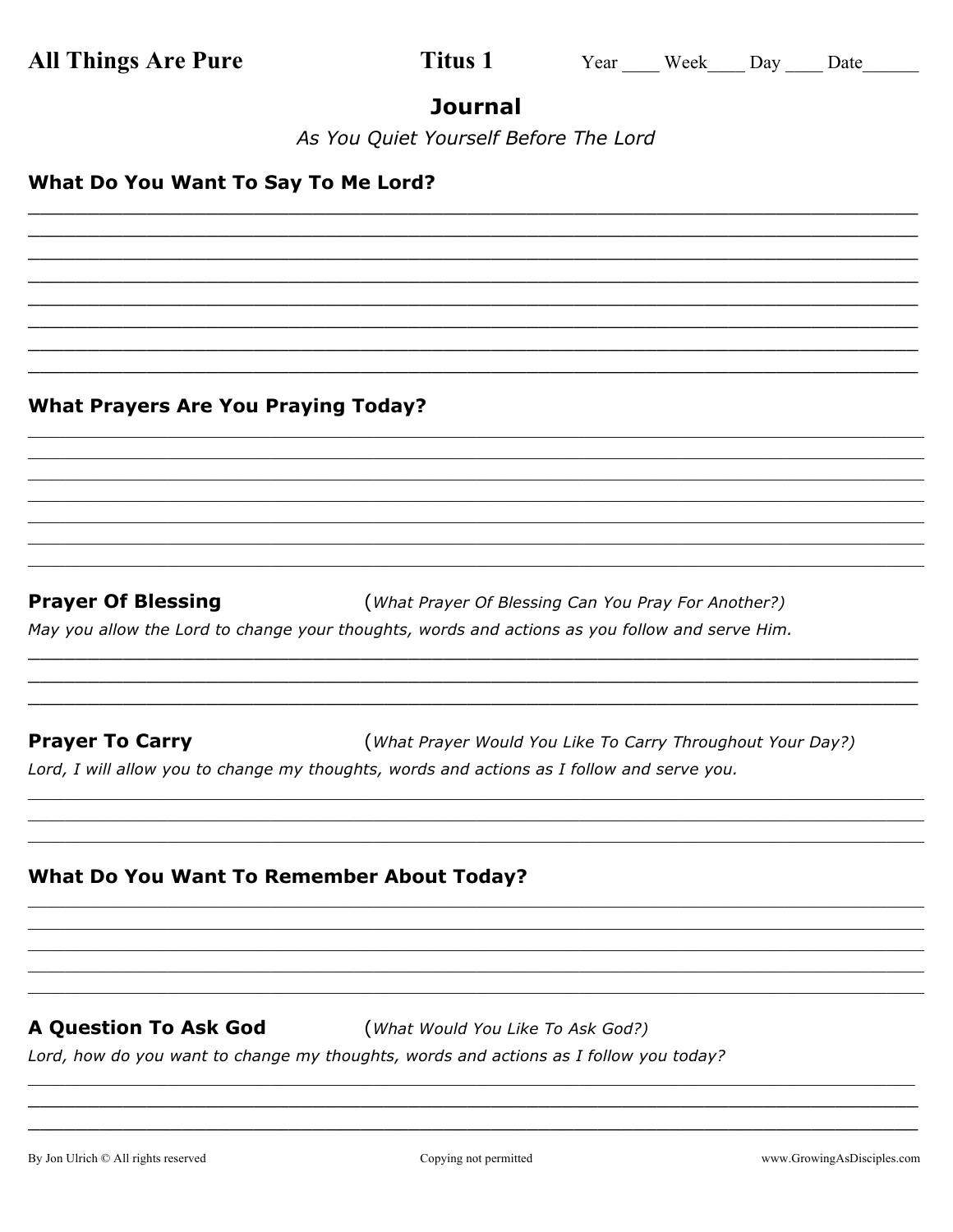**All Things Are Pure** **Titus 1** Year ____ Week____ Day ____ Date______

# Journal

*As You Quiet Yourself Before The Lord*

## What Do You Want To Say To Me Lord?

________________________________________________________________________________
________________________________________________________________________________
________________________________________________________________________________
________________________________________________________________________________
________________________________________________________________________________
________________________________________________________________________________
________________________________________________________________________________
________________________________________________________________________________

## What Prayers Are You Praying Today?

________________________________________________________________________________
________________________________________________________________________________
________________________________________________________________________________
________________________________________________________________________________
________________________________________________________________________________
________________________________________________________________________________
________________________________________________________________________________

## Prayer Of Blessing

(*What Prayer Of Blessing Can You Pray For Another?)*

*May you allow the Lord to change your thoughts, words and actions as you follow and serve Him.*

________________________________________________________________________________
________________________________________________________________________________
________________________________________________________________________________

## Prayer To Carry

(*What Prayer Would You Like To Carry Throughout Your Day?)*

*Lord, I will allow you to change my thoughts, words and actions as I follow and serve you.*

________________________________________________________________________________
________________________________________________________________________________
________________________________________________________________________________

## What Do You Want To Remember About Today?

________________________________________________________________________________
________________________________________________________________________________
________________________________________________________________________________
________________________________________________________________________________
________________________________________________________________________________

## A Question To Ask God

(*What Would You Like To Ask God?)*

*Lord, how do you want to change my thoughts, words and actions as I follow you today?*

________________________________________________________________________________
________________________________________________________________________________
________________________________________________________________________________

By Jon Ulrich © All rights reserved Copying not permitted www.GrowingAsDisciples.com